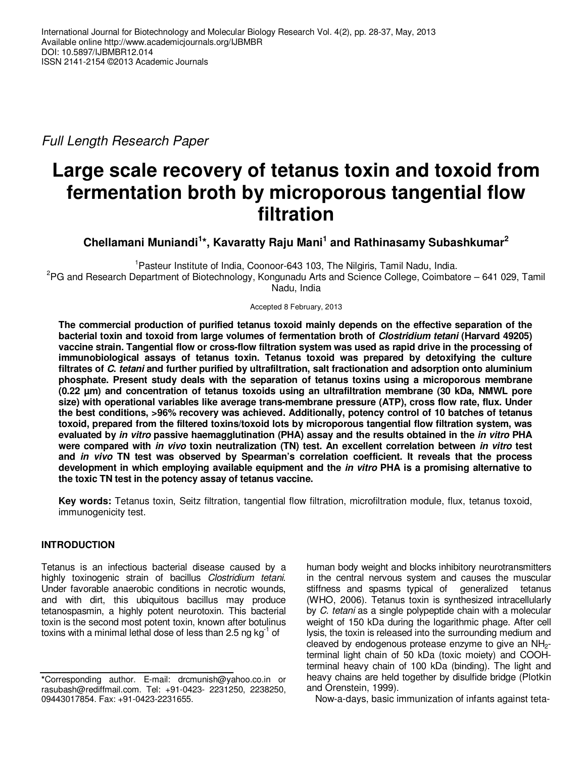*Full Length Research Paper*

# Large scale recovery of tetanus toxin and toxoid from fermentation broth by microporous tangential flow filtration

**Chellamani Muniandi[1]*, Kavaratty Raju Mani[1] and Rathinasamy Subashkumar[2]**

[1]Pasteur Institute of India, Coonoor-643 103, The Nilgiris, Tamil Nadu, India.
[2]PG and Research Department of Biotechnology, Kongunadu Arts and Science College, Coimbatore – 641 029, Tamil Nadu, India

Accepted 8 February, 2013

**The commercial production of purified tetanus toxoid mainly depends on the effective separation of the bacterial toxin and toxoid from large volumes of fermentation broth of *Clostridium tetani* (Harvard 49205) vaccine strain. Tangential flow or cross-flow filtration system was used as rapid drive in the processing of immunobiological assays of tetanus toxin. Tetanus toxoid was prepared by detoxifying the culture filtrates of *C. tetani* and further purified by ultrafiltration, salt fractionation and adsorption onto aluminium phosphate. Present study deals with the separation of tetanus toxins using a microporous membrane (0.22 µm) and concentration of tetanus toxoids using an ultrafiltration membrane (30 kDa, NMWL pore size) with operational variables like average trans-membrane pressure (ATP), cross flow rate, flux. Under the best conditions, >96% recovery was achieved. Additionally, potency control of 10 batches of tetanus toxoid, prepared from the filtered toxins/toxoid lots by microporous tangential flow filtration system, was evaluated by *in vitro* passive haemagglutination (PHA) assay and the results obtained in the *in vitro* PHA were compared with *in vivo* toxin neutralization (TN) test. An excellent correlation between *in vitro* test and *in vivo* TN test was observed by Spearman's correlation coefficient. It reveals that the process development in which employing available equipment and the *in vitro* PHA is a promising alternative to the toxic TN test in the potency assay of tetanus vaccine.**

**Key words:** Tetanus toxin, Seitz filtration, tangential flow filtration, microfiltration module, flux, tetanus toxoid, immunogenicity test.

## INTRODUCTION

Tetanus is an infectious bacterial disease caused by a highly toxinogenic strain of bacillus *Clostridium tetani*. Under favorable anaerobic conditions in necrotic wounds, and with dirt, this ubiquitous bacillus may produce tetanospasmin, a highly potent neurotoxin. This bacterial toxin is the second most potent toxin, known after botulinus toxins with a minimal lethal dose of less than 2.5 ng $kg^{-1}$ of human body weight and blocks inhibitory neurotransmitters in the central nervous system and causes the muscular stiffness and spasms typical of generalized tetanus (WHO, 2006). Tetanus toxin is synthesized intracellularly by *C. tetani* as a single polypeptide chain with a molecular weight of 150 kDa during the logarithmic phage. After cell lysis, the toxin is released into the surrounding medium and cleaved by endogenous protease enzyme to give an $NH_2$-terminal light chain of 50 kDa (toxic moiety) and COOH-terminal heavy chain of 100 kDa (binding). The light and heavy chains are held together by disulfide bridge (Plotkin and Orenstein, 1999).

Now-a-days, basic immunization of infants against teta-

*Corresponding author. E-mail: drcmunish@yahoo.co.in or rasubash@rediffmail.com. Tel: +91-0423- 2231250, 2238250, 09443017854. Fax: +91-0423-2231655.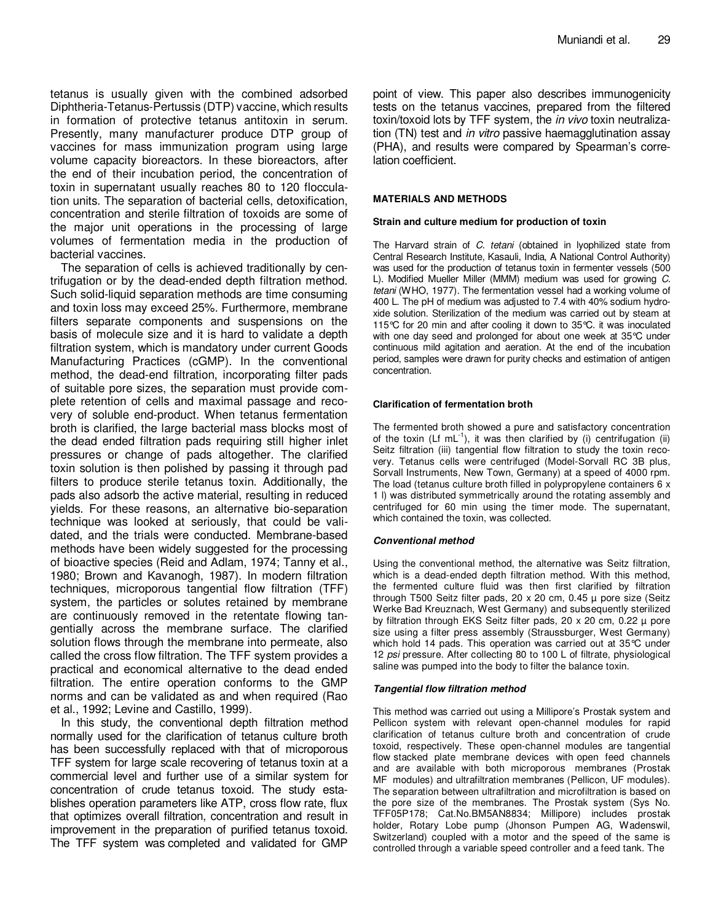tetanus is usually given with the combined adsorbed Diphtheria-Tetanus-Pertussis (DTP) vaccine, which results in formation of protective tetanus antitoxin in serum. Presently, many manufacturer produce DTP group of vaccines for mass immunization program using large volume capacity bioreactors. In these bioreactors, after the end of their incubation period, the concentration of toxin in supernatant usually reaches 80 to 120 flocculation units. The separation of bacterial cells, detoxification, concentration and sterile filtration of toxoids are some of the major unit operations in the processing of large volumes of fermentation media in the production of bacterial vaccines.

The separation of cells is achieved traditionally by centrifugation or by the dead-ended depth filtration method. Such solid-liquid separation methods are time consuming and toxin loss may exceed 25%. Furthermore, membrane filters separate components and suspensions on the basis of molecule size and it is hard to validate a depth filtration system, which is mandatory under current Goods Manufacturing Practices (cGMP). In the conventional method, the dead-end filtration, incorporating filter pads of suitable pore sizes, the separation must provide complete retention of cells and maximal passage and recovery of soluble end-product. When tetanus fermentation broth is clarified, the large bacterial mass blocks most of the dead ended filtration pads requiring still higher inlet pressures or change of pads altogether. The clarified toxin solution is then polished by passing it through pad filters to produce sterile tetanus toxin. Additionally, the pads also adsorb the active material, resulting in reduced yields. For these reasons, an alternative bio-separation technique was looked at seriously, that could be validated, and the trials were conducted. Membrane-based methods have been widely suggested for the processing of bioactive species (Reid and Adlam, 1974; Tanny et al., 1980; Brown and Kavanogh, 1987). In modern filtration techniques, microporous tangential flow filtration (TFF) system, the particles or solutes retained by membrane are continuously removed in the retentate flowing tangentially across the membrane surface. The clarified solution flows through the membrane into permeate, also called the cross flow filtration. The TFF system provides a practical and economical alternative to the dead ended filtration. The entire operation conforms to the GMP norms and can be validated as and when required (Rao et al., 1992; Levine and Castillo, 1999).

In this study, the conventional depth filtration method normally used for the clarification of tetanus culture broth has been successfully replaced with that of microporous TFF system for large scale recovering of tetanus toxin at a commercial level and further use of a similar system for concentration of crude tetanus toxoid. The study establishes operation parameters like ATP, cross flow rate, flux that optimizes overall filtration, concentration and result in improvement in the preparation of purified tetanus toxoid. The TFF system was completed and validated for GMP point of view. This paper also describes immunogenicity tests on the tetanus vaccines, prepared from the filtered toxin/toxoid lots by TFF system, the *in vivo* toxin neutralization (TN) test and *in vitro* passive haemagglutination assay (PHA), and results were compared by Spearman's correlation coefficient.

## MATERIALS AND METHODS

### Strain and culture medium for production of toxin

The Harvard strain of *C. tetani* (obtained in lyophilized state from Central Research Institute, Kasauli, India, A National Control Authority) was used for the production of tetanus toxin in fermenter vessels (500 L). Modified Mueller Miller (MMM) medium was used for growing *C. tetani* (WHO, 1977). The fermentation vessel had a working volume of 400 L. The pH of medium was adjusted to 7.4 with 40% sodium hydroxide solution. Sterilization of the medium was carried out by steam at 115°C for 20 min and after cooling it down to 35°C. it was inoculated with one day seed and prolonged for about one week at 35°C under continuous mild agitation and aeration. At the end of the incubation period, samples were drawn for purity checks and estimation of antigen concentration.

### Clarification of fermentation broth

The fermented broth showed a pure and satisfactory concentration of the toxin (Lf $mL^{-1}$), it was then clarified by (i) centrifugation (ii) Seitz filtration (iii) tangential flow filtration to study the toxin recovery. Tetanus cells were centrifuged (Model-Sorvall RC 3B plus, Sorvall Instruments, New Town, Germany) at a speed of 4000 rpm. The load (tetanus culture broth filled in polypropylene containers 6 x 1 l) was distributed symmetrically around the rotating assembly and centrifuged for 60 min using the timer mode. The supernatant, which contained the toxin, was collected.

#### *Conventional method*

Using the conventional method, the alternative was Seitz filtration, which is a dead-ended depth filtration method. With this method, the fermented culture fluid was then first clarified by filtration through T500 Seitz filter pads, 20 x 20 cm, 0.45 µ pore size (Seitz Werke Bad Kreuznach, West Germany) and subsequently sterilized by filtration through EKS Seitz filter pads, 20 x 20 cm, 0.22 µ pore size using a filter press assembly (Straussburger, West Germany) which hold 14 pads. This operation was carried out at 35°C under 12 *psi* pressure. After collecting 80 to 100 L of filtrate, physiological saline was pumped into the body to filter the balance toxin.

#### *Tangential flow filtration method*

This method was carried out using a Millipore's Prostak system and Pellicon system with relevant open-channel modules for rapid clarification of tetanus culture broth and concentration of crude toxoid, respectively. These open-channel modules are tangential flow stacked plate membrane devices with open feed channels and are available with both microporous membranes (Prostak MF modules) and ultrafiltration membranes (Pellicon, UF modules). The separation between ultrafiltration and microfiltration is based on the pore size of the membranes. The Prostak system (Sys No. TFF05P178; Cat.No.BM5AN8834; Millipore) includes prostak holder, Rotary Lobe pump (Jhonson Pumpen AG, Wadenswil, Switzerland) coupled with a motor and the speed of the same is controlled through a variable speed controller and a feed tank. The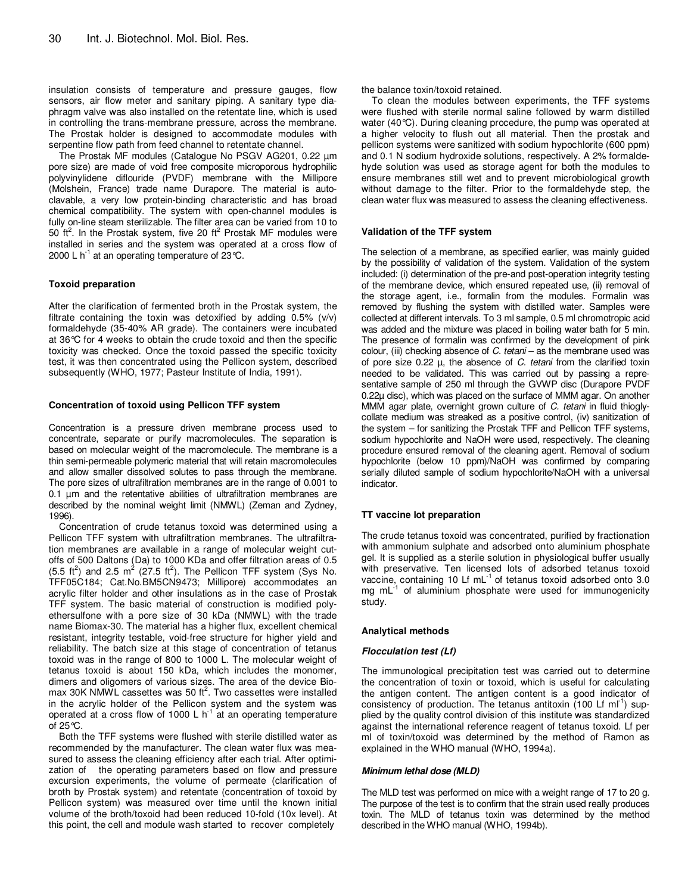insulation consists of temperature and pressure gauges, flow sensors, air flow meter and sanitary piping. A sanitary type diaphragm valve was also installed on the retentate line, which is used in controlling the trans-membrane pressure, across the membrane. The Prostak holder is designed to accommodate modules with serpentine flow path from feed channel to retentate channel.

The Prostak MF modules (Catalogue No PSGV AG201, 0.22 µm pore size) are made of void free composite microporous hydrophilic polyvinylidene diflouride (PVDF) membrane with the Millipore (Molshein, France) trade name Durapore. The material is autoclavable, a very low protein-binding characteristic and has broad chemical compatibility. The system with open-channel modules is fully on-line steam sterilizable. The filter area can be varied from 10 to 50 $ft^2$. In the Prostak system, five 20 $ft^2$ Prostak MF modules were installed in series and the system was operated at a cross flow of 2000 L $h^{-1}$ at an operating temperature of 23°C.

### Toxoid preparation

After the clarification of fermented broth in the Prostak system, the filtrate containing the toxin was detoxified by adding 0.5% (v/v) formaldehyde (35-40% AR grade). The containers were incubated at 36°C for 4 weeks to obtain the crude toxoid and then the specific toxicity was checked. Once the toxoid passed the specific toxicity test, it was then concentrated using the Pellicon system, described subsequently (WHO, 1977; Pasteur Institute of India, 1991).

### Concentration of toxoid using Pellicon TFF system

Concentration is a pressure driven membrane process used to concentrate, separate or purify macromolecules. The separation is based on molecular weight of the macromolecule. The membrane is a thin semi-permeable polymeric material that will retain macromolecules and allow smaller dissolved solutes to pass through the membrane. The pore sizes of ultrafiltration membranes are in the range of 0.001 to 0.1 µm and the retentative abilities of ultrafiltration membranes are described by the nominal weight limit (NMWL) (Zeman and Zydney, 1996).

Concentration of crude tetanus toxoid was determined using a Pellicon TFF system with ultrafiltration membranes. The ultrafiltration membranes are available in a range of molecular weight cut-offs of 500 Daltons (Da) to 1000 KDa and offer filtration areas of 0.5 (5.5 $ft^2$) and 2.5 $m^2$ (27.5 $ft^2$). The Pellicon TFF system (Sys No. TFF05C184; Cat.No.BM5CN9473; Millipore) accommodates an acrylic filter holder and other insulations as in the case of Prostak TFF system. The basic material of construction is modified polyethersulfone with a pore size of 30 kDa (NMWL) with the trade name Biomax-30. The material has a higher flux, excellent chemical resistant, integrity testable, void-free structure for higher yield and reliability. The batch size at this stage of concentration of tetanus toxoid was in the range of 800 to 1000 L. The molecular weight of tetanus toxoid is about 150 kDa, which includes the monomer, dimers and oligomers of various sizes. The area of the device Biomax 30K NMWL cassettes was 50 $ft^2$. Two cassettes were installed in the acrylic holder of the Pellicon system and the system was operated at a cross flow of 1000 L $h^{-1}$ at an operating temperature of 25°C.

Both the TFF systems were flushed with sterile distilled water as recommended by the manufacturer. The clean water flux was measured to assess the cleaning efficiency after each trial. After optimization of the operating parameters based on flow and pressure excursion experiments, the volume of permeate (clarification of broth by Prostak system) and retentate (concentration of toxoid by Pellicon system) was measured over time until the known initial volume of the broth/toxoid had been reduced 10-fold (10x level). At this point, the cell and module wash started to recover completely the balance toxin/toxoid retained.

To clean the modules between experiments, the TFF systems were flushed with sterile normal saline followed by warm distilled water (40°C). During cleaning procedure, the pump was operated at a higher velocity to flush out all material. Then the prostak and pellicon systems were sanitized with sodium hypochlorite (600 ppm) and 0.1 N sodium hydroxide solutions, respectively. A 2% formaldehyde solution was used as storage agent for both the modules to ensure membranes still wet and to prevent microbiological growth without damage to the filter. Prior to the formaldehyde step, the clean water flux was measured to assess the cleaning effectiveness.

### Validation of the TFF system

The selection of a membrane, as specified earlier, was mainly guided by the possibility of validation of the system. Validation of the system included: (i) determination of the pre-and post-operation integrity testing of the membrane device, which ensured repeated use, (ii) removal of the storage agent, i.e., formalin from the modules. Formalin was removed by flushing the system with distilled water. Samples were collected at different intervals. To 3 ml sample, 0.5 ml chromotropic acid was added and the mixture was placed in boiling water bath for 5 min. The presence of formalin was confirmed by the development of pink colour, (iii) checking absence of *C. tetani* – as the membrane used was of pore size 0.22 µ, the absence of *C. tetani* from the clarified toxin needed to be validated. This was carried out by passing a representative sample of 250 ml through the GVWP disc (Durapore PVDF 0.22µ disc), which was placed on the surface of MMM agar. On another MMM agar plate, overnight grown culture of *C. tetani* in fluid thioglycollate medium was streaked as a positive control, (iv) sanitization of the system – for sanitizing the Prostak TFF and Pellicon TFF systems, sodium hypochlorite and NaOH were used, respectively. The cleaning procedure ensured removal of the cleaning agent. Removal of sodium hypochlorite (below 10 ppm)/NaOH was confirmed by comparing serially diluted sample of sodium hypochlorite/NaOH with a universal indicator.

### TT vaccine lot preparation

The crude tetanus toxoid was concentrated, purified by fractionation with ammonium sulphate and adsorbed onto aluminium phosphate gel. It is supplied as a sterile solution in physiological buffer usually with preservative. Ten licensed lots of adsorbed tetanus toxoid vaccine, containing 10 Lf $mL^{-1}$ of tetanus toxoid adsorbed onto 3.0 mg $mL^{-1}$ of aluminium phosphate were used for immunogenicity study.

### Analytical methods

#### *Flocculation test (Lf)*

The immunological precipitation test was carried out to determine the concentration of toxin or toxoid, which is useful for calculating the antigen content. The antigen content is a good indicator of consistency of production. The tetanus antitoxin (100 Lf $ml^{-1}$) supplied by the quality control division of this institute was standardized against the international reference reagent of tetanus toxoid. Lf per ml of toxin/toxoid was determined by the method of Ramon as explained in the WHO manual (WHO, 1994a).

#### *Minimum lethal dose (MLD)*

The MLD test was performed on mice with a weight range of 17 to 20 g. The purpose of the test is to confirm that the strain used really produces toxin. The MLD of tetanus toxin was determined by the method described in the WHO manual (WHO, 1994b).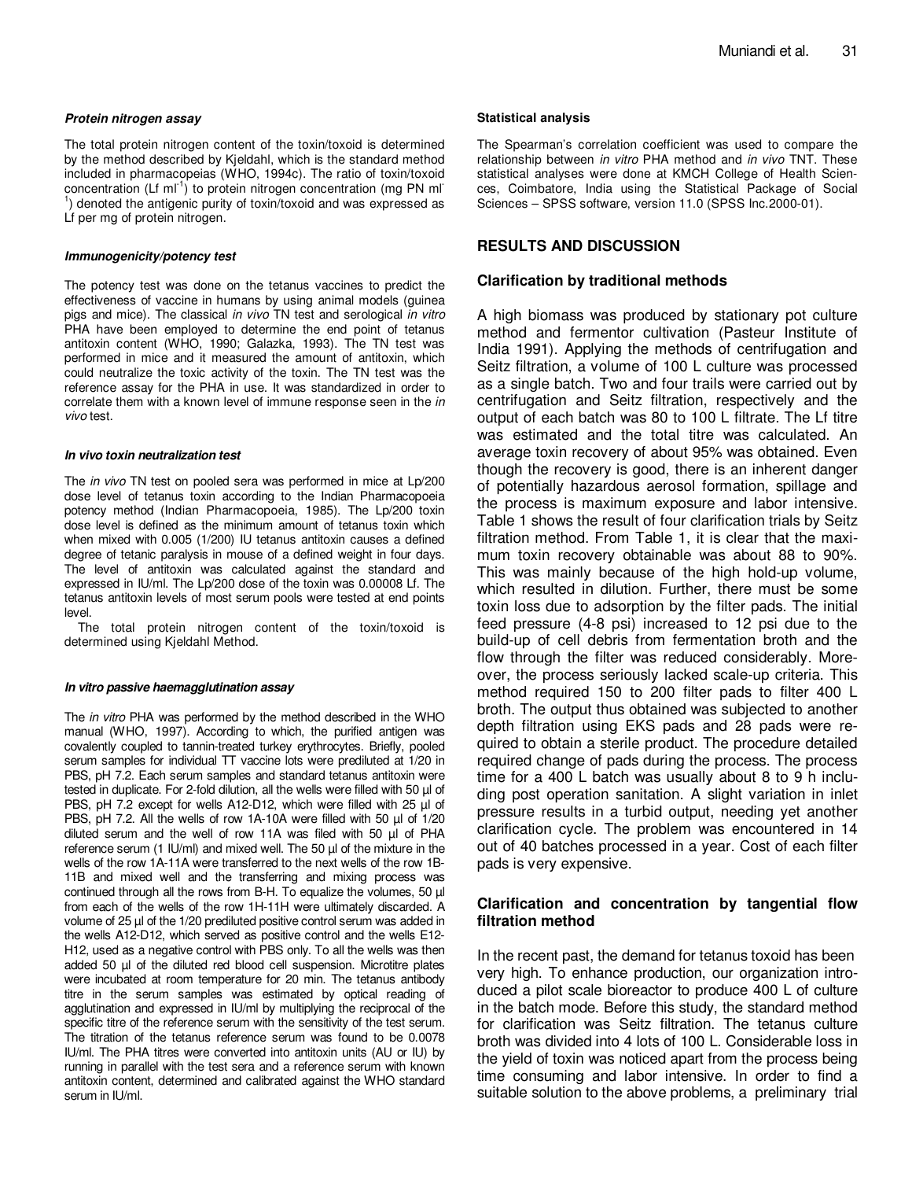#### *Protein nitrogen assay*

The total protein nitrogen content of the toxin/toxoid is determined by the method described by Kjeldahl, which is the standard method included in pharmacopeias (WHO, 1994c). The ratio of toxin/toxoid concentration (Lf $ml^{-1}$) to protein nitrogen concentration (mg PN $ml^{-1}$) denoted the antigenic purity of toxin/toxoid and was expressed as Lf per mg of protein nitrogen.

#### *Immunogenicity/potency test*

The potency test was done on the tetanus vaccines to predict the effectiveness of vaccine in humans by using animal models (guinea pigs and mice). The classical *in vivo* TN test and serological *in vitro* PHA have been employed to determine the end point of tetanus antitoxin content (WHO, 1990; Galazka, 1993). The TN test was performed in mice and it measured the amount of antitoxin, which could neutralize the toxic activity of the toxin. The TN test was the reference assay for the PHA in use. It was standardized in order to correlate them with a known level of immune response seen in the *in vivo* test.

#### *In vivo toxin neutralization test*

The *in vivo* TN test on pooled sera was performed in mice at Lp/200 dose level of tetanus toxin according to the Indian Pharmacopoeia potency method (Indian Pharmacopoeia, 1985). The Lp/200 toxin dose level is defined as the minimum amount of tetanus toxin which when mixed with 0.005 (1/200) IU tetanus antitoxin causes a defined degree of tetanic paralysis in mouse of a defined weight in four days. The level of antitoxin was calculated against the standard and expressed in IU/ml. The Lp/200 dose of the toxin was 0.00008 Lf. The tetanus antitoxin levels of most serum pools were tested at end points level.

The total protein nitrogen content of the toxin/toxoid is determined using Kjeldahl Method.

#### *In vitro passive haemagglutination assay*

The *in vitro* PHA was performed by the method described in the WHO manual (WHO, 1997). According to which, the purified antigen was covalently coupled to tannin-treated turkey erythrocytes. Briefly, pooled serum samples for individual TT vaccine lots were prediluted at 1/20 in PBS, pH 7.2. Each serum samples and standard tetanus antitoxin were tested in duplicate. For 2-fold dilution, all the wells were filled with 50 µl of PBS, pH 7.2 except for wells A12-D12, which were filled with 25 µl of PBS, pH 7.2. All the wells of row 1A-10A were filled with 50 µl of 1/20 diluted serum and the well of row 11A was filed with 50 µl of PHA reference serum (1 IU/ml) and mixed well. The 50 µl of the mixture in the wells of the row 1A-11A were transferred to the next wells of the row 1B-11B and mixed well and the transferring and mixing process was continued through all the rows from B-H. To equalize the volumes, 50 µl from each of the wells of the row 1H-11H were ultimately discarded. A volume of 25 µl of the 1/20 prediluted positive control serum was added in the wells A12-D12, which served as positive control and the wells E12-H12, used as a negative control with PBS only. To all the wells was then added 50 µl of the diluted red blood cell suspension. Microtitre plates were incubated at room temperature for 20 min. The tetanus antibody titre in the serum samples was estimated by optical reading of agglutination and expressed in IU/ml by multiplying the reciprocal of the specific titre of the reference serum with the sensitivity of the test serum. The titration of the tetanus reference serum was found to be 0.0078 IU/ml. The PHA titres were converted into antitoxin units (AU or IU) by running in parallel with the test sera and a reference serum with known antitoxin content, determined and calibrated against the WHO standard serum in IU/ml.

#### Statistical analysis

The Spearman's correlation coefficient was used to compare the relationship between *in vitro* PHA method and *in vivo* TNT. These statistical analyses were done at KMCH College of Health Sciences, Coimbatore, India using the Statistical Package of Social Sciences – SPSS software, version 11.0 (SPSS Inc.2000-01).

## RESULTS AND DISCUSSION

### Clarification by traditional methods

A high biomass was produced by stationary pot culture method and fermentor cultivation (Pasteur Institute of India 1991). Applying the methods of centrifugation and Seitz filtration, a volume of 100 L culture was processed as a single batch. Two and four trails were carried out by centrifugation and Seitz filtration, respectively and the output of each batch was 80 to 100 L filtrate. The Lf titre was estimated and the total titre was calculated. An average toxin recovery of about 95% was obtained. Even though the recovery is good, there is an inherent danger of potentially hazardous aerosol formation, spillage and the process is maximum exposure and labor intensive. Table 1 shows the result of four clarification trials by Seitz filtration method. From Table 1, it is clear that the maximum toxin recovery obtainable was about 88 to 90%. This was mainly because of the high hold-up volume, which resulted in dilution. Further, there must be some toxin loss due to adsorption by the filter pads. The initial feed pressure (4-8 psi) increased to 12 psi due to the build-up of cell debris from fermentation broth and the flow through the filter was reduced considerably. Moreover, the process seriously lacked scale-up criteria. This method required 150 to 200 filter pads to filter 400 L broth. The output thus obtained was subjected to another depth filtration using EKS pads and 28 pads were required to obtain a sterile product. The procedure detailed required change of pads during the process. The process time for a 400 L batch was usually about 8 to 9 h including post operation sanitation. A slight variation in inlet pressure results in a turbid output, needing yet another clarification cycle. The problem was encountered in 14 out of 40 batches processed in a year. Cost of each filter pads is very expensive.

### Clarification and concentration by tangential flow filtration method

In the recent past, the demand for tetanus toxoid has been very high. To enhance production, our organization introduced a pilot scale bioreactor to produce 400 L of culture in the batch mode. Before this study, the standard method for clarification was Seitz filtration. The tetanus culture broth was divided into 4 lots of 100 L. Considerable loss in the yield of toxin was noticed apart from the process being time consuming and labor intensive. In order to find a suitable solution to the above problems, a preliminary trial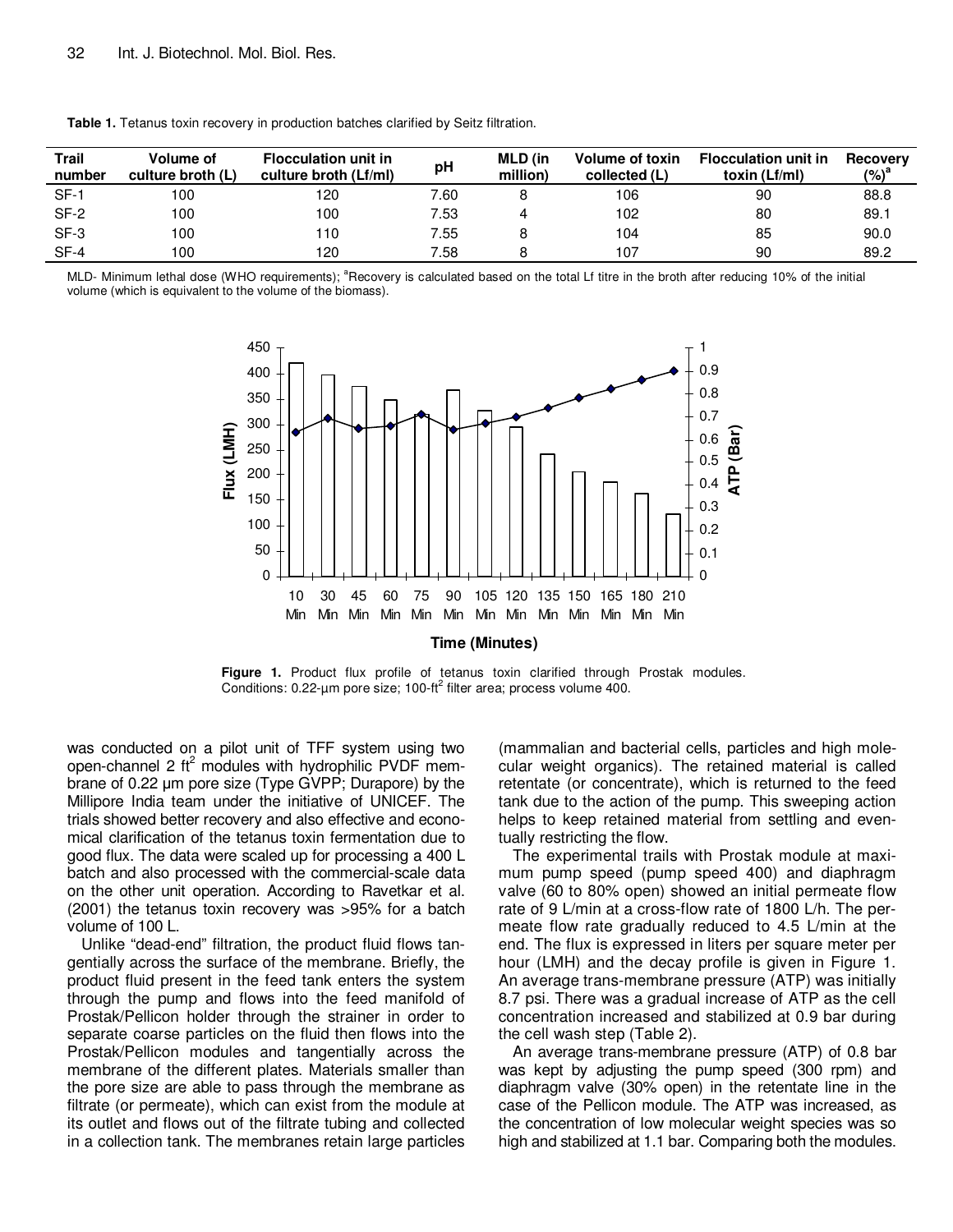**Table 1.** Tetanus toxin recovery in production batches clarified by Seitz filtration.

| Trail number | Volume of culture broth (L) | Flocculation unit in culture broth (Lf/ml) | pH | MLD (in million) | Volume of toxin collected (L) | Flocculation unit in toxin (Lf/ml) | Recovery (%)[a] |
|---|---|---|---|---|---|---|---|
| SF-1 | 100 | 120 | 7.60 | 8 | 106 | 90 | 88.8 |
| SF-2 | 100 | 100 | 7.53 | 4 | 102 | 80 | 89.1 |
| SF-3 | 100 | 110 | 7.55 | 8 | 104 | 85 | 90.0 |
| SF-4 | 100 | 120 | 7.58 | 8 | 107 | 90 | 89.2 |

MLD- Minimum lethal dose (WHO requirements); [a]Recovery is calculated based on the total Lf titre in the broth after reducing 10% of the initial volume (which is equivalent to the volume of the biomass).

**Figure 1.** Product flux profile of tetanus toxin clarified through Prostak modules. Conditions: 0.22-µm pore size; 100-ft$^2$ filter area; process volume 400.

was conducted on a pilot unit of TFF system using two open-channel 2 ft$^2$ modules with hydrophilic PVDF membrane of 0.22 µm pore size (Type GVPP; Durapore) by the Millipore India team under the initiative of UNICEF. The trials showed better recovery and also effective and economical clarification of the tetanus toxin fermentation due to good flux. The data were scaled up for processing a 400 L batch and also processed with the commercial-scale data on the other unit operation. According to Ravetkar et al. (2001) the tetanus toxin recovery was >95% for a batch volume of 100 L.

Unlike "dead-end" filtration, the product fluid flows tangentially across the surface of the membrane. Briefly, the product fluid present in the feed tank enters the system through the pump and flows into the feed manifold of Prostak/Pellicon holder through the strainer in order to separate coarse particles on the fluid then flows into the Prostak/Pellicon modules and tangentially across the membrane of the different plates. Materials smaller than the pore size are able to pass through the membrane as filtrate (or permeate), which can exist from the module at its outlet and flows out of the filtrate tubing and collected in a collection tank. The membranes retain large particles (mammalian and bacterial cells, particles and high molecular weight organics). The retained material is called retentate (or concentrate), which is returned to the feed tank due to the action of the pump. This sweeping action helps to keep retained material from settling and eventually restricting the flow.

The experimental trails with Prostak module at maximum pump speed (pump speed 400) and diaphragm valve (60 to 80% open) showed an initial permeate flow rate of 9 L/min at a cross-flow rate of 1800 L/h. The permeate flow rate gradually reduced to 4.5 L/min at the end. The flux is expressed in liters per square meter per hour (LMH) and the decay profile is given in Figure 1. An average trans-membrane pressure (ATP) was initially 8.7 psi. There was a gradual increase of ATP as the cell concentration increased and stabilized at 0.9 bar during the cell wash step (Table 2).

An average trans-membrane pressure (ATP) of 0.8 bar was kept by adjusting the pump speed (300 rpm) and diaphragm valve (30% open) in the retentate line in the case of the Pellicon module. The ATP was increased, as the concentration of low molecular weight species was so high and stabilized at 1.1 bar. Comparing both the modules.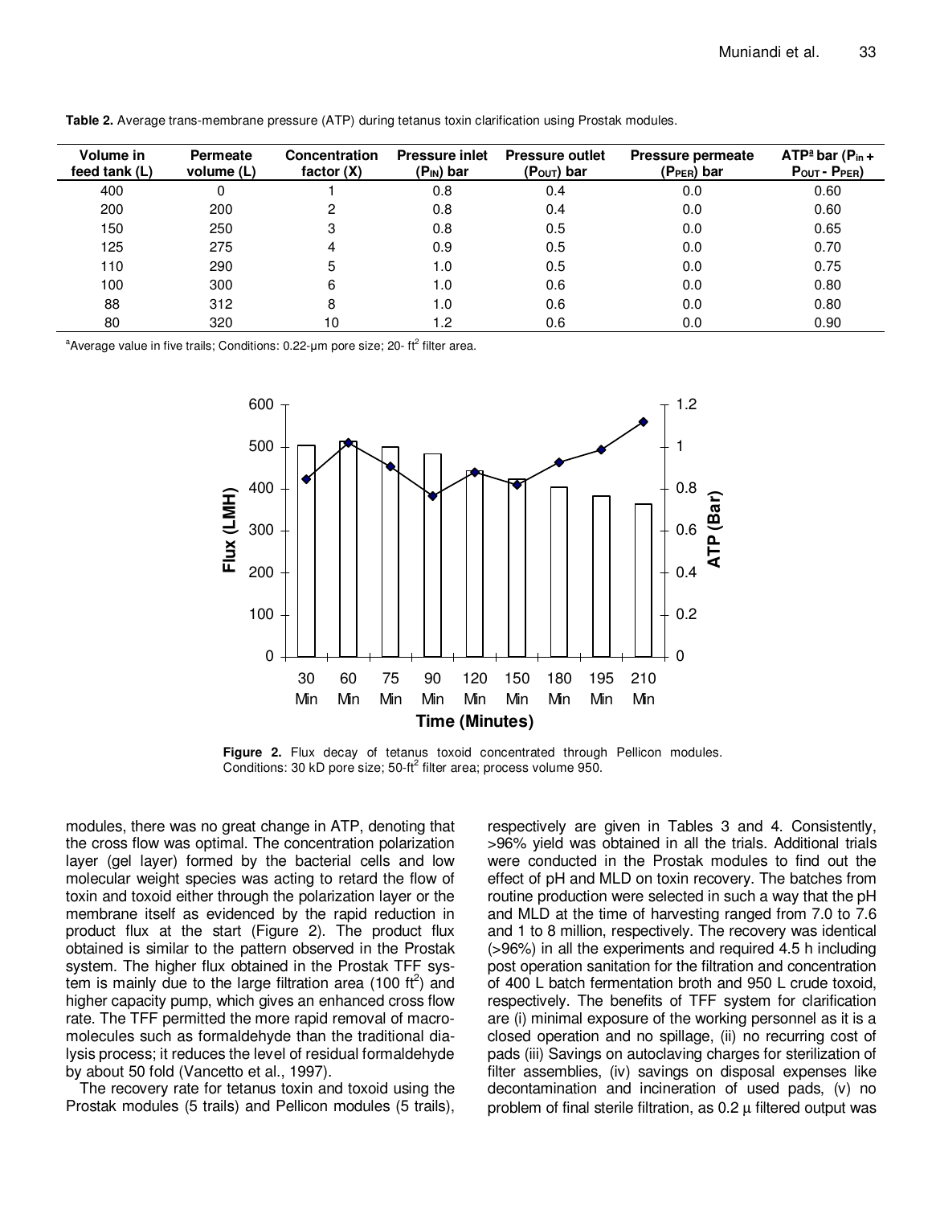**Table 2.** Average trans-membrane pressure (ATP) during tetanus toxin clarification using Prostak modules.

| Volume in feed tank (L) | Permeate volume (L) | Concentration factor (X) | Pressure inlet ($P_{IN}$) bar | Pressure outlet ($P_{OUT}$) bar | Pressure permeate ($P_{PER}$) bar | ATP[a] bar ($P_{in}$ + $P_{OUT}$ - $P_{PER}$) |
|---|---|---|---|---|---|---|
| 400 | 0 | 1 | 0.8 | 0.4 | 0.0 | 0.60 |
| 200 | 200 | 2 | 0.8 | 0.4 | 0.0 | 0.60 |
| 150 | 250 | 3 | 0.8 | 0.5 | 0.0 | 0.65 |
| 125 | 275 | 4 | 0.9 | 0.5 | 0.0 | 0.70 |
| 110 | 290 | 5 | 1.0 | 0.5 | 0.0 | 0.75 |
| 100 | 300 | 6 | 1.0 | 0.6 | 0.0 | 0.80 |
| 88 | 312 | 8 | 1.0 | 0.6 | 0.0 | 0.80 |
| 80 | 320 | 10 | 1.2 | 0.6 | 0.0 | 0.90 |

[a]Average value in five trails; Conditions: 0.22-µm pore size; 20- $ft^2$ filter area.

**Figure 2.** Flux decay of tetanus toxoid concentrated through Pellicon modules. Conditions: 30 kD pore size; 50-$ft^2$ filter area; process volume 950.

modules, there was no great change in ATP, denoting that the cross flow was optimal. The concentration polarization layer (gel layer) formed by the bacterial cells and low molecular weight species was acting to retard the flow of toxin and toxoid either through the polarization layer or the membrane itself as evidenced by the rapid reduction in product flux at the start (Figure 2). The product flux obtained is similar to the pattern observed in the Prostak system. The higher flux obtained in the Prostak TFF system is mainly due to the large filtration area (100 $ft^2$) and higher capacity pump, which gives an enhanced cross flow rate. The TFF permitted the more rapid removal of macromolecules such as formaldehyde than the traditional dialysis process; it reduces the level of residual formaldehyde by about 50 fold (Vancetto et al., 1997).

The recovery rate for tetanus toxin and toxoid using the Prostak modules (5 trails) and Pellicon modules (5 trails), respectively are given in Tables 3 and 4. Consistently, >96% yield was obtained in all the trials. Additional trials were conducted in the Prostak modules to find out the effect of pH and MLD on toxin recovery. The batches from routine production were selected in such a way that the pH and MLD at the time of harvesting ranged from 7.0 to 7.6 and 1 to 8 million, respectively. The recovery was identical (>96%) in all the experiments and required 4.5 h including post operation sanitation for the filtration and concentration of 400 L batch fermentation broth and 950 L crude toxoid, respectively. The benefits of TFF system for clarification are (i) minimal exposure of the working personnel as it is a closed operation and no spillage, (ii) no recurring cost of pads (iii) Savings on autoclaving charges for sterilization of filter assemblies, (iv) savings on disposal expenses like decontamination and incineration of used pads, (v) no problem of final sterile filtration, as 0.2 µ filtered output was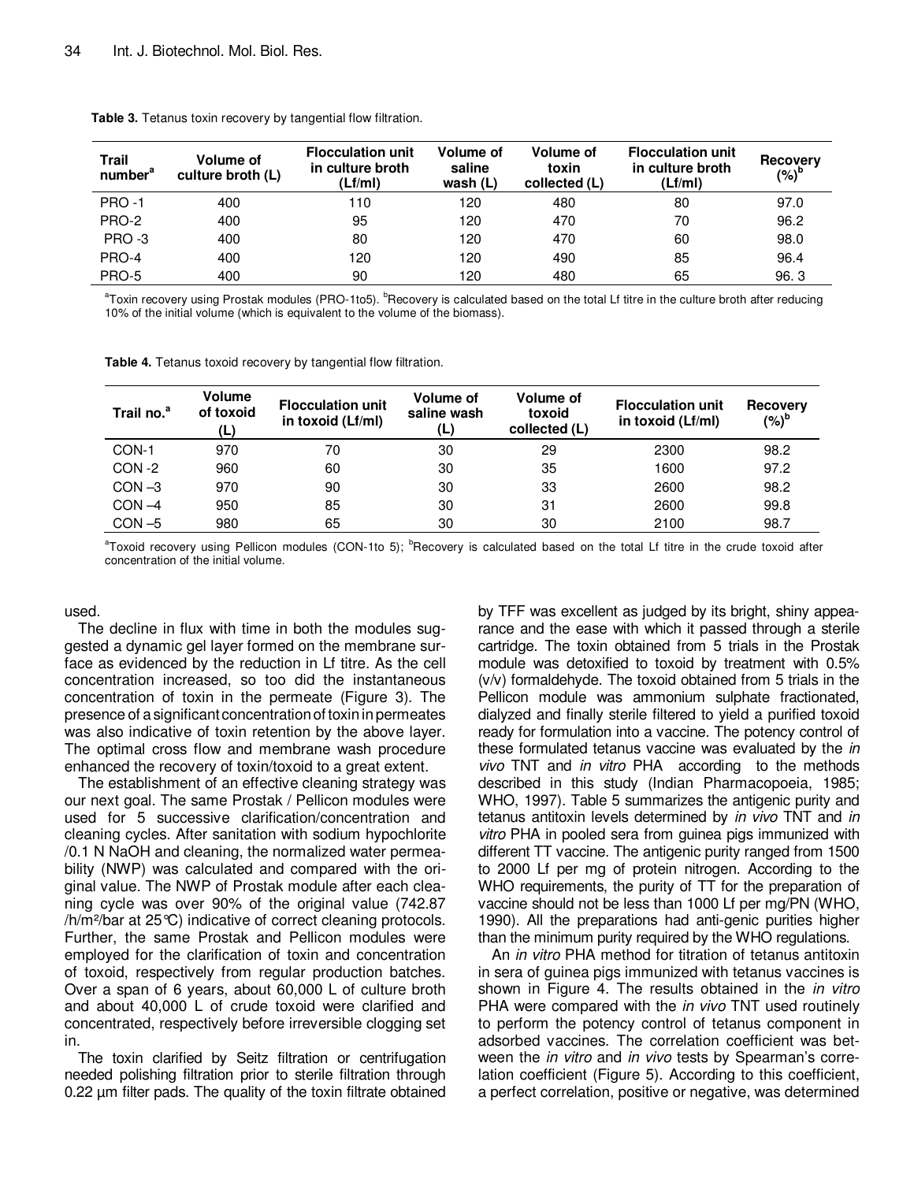**Table 3.** Tetanus toxin recovery by tangential flow filtration.

| Trail number[a] | Volume of culture broth (L) | Flocculation unit in culture broth (Lf/ml) | Volume of saline wash (L) | Volume of toxin collected (L) | Flocculation unit in culture broth (Lf/ml) | Recovery (%)[b] |
|---|---|---|---|---|---|---|
| PRO -1 | 400 | 110 | 120 | 480 | 80 | 97.0 |
| PRO-2 | 400 | 95 | 120 | 470 | 70 | 96.2 |
| PRO -3 | 400 | 80 | 120 | 470 | 60 | 98.0 |
| PRO-4 | 400 | 120 | 120 | 490 | 85 | 96.4 |
| PRO-5 | 400 | 90 | 120 | 480 | 65 | 96. 3 |

[a]Toxin recovery using Prostak modules (PRO-1to5). [b]Recovery is calculated based on the total Lf titre in the culture broth after reducing 10% of the initial volume (which is equivalent to the volume of the biomass).

**Table 4.** Tetanus toxoid recovery by tangential flow filtration.

| Trail no.[a] | Volume of toxoid (L) | Flocculation unit in toxoid (Lf/ml) | Volume of saline wash (L) | Volume of toxoid collected (L) | Flocculation unit in toxoid (Lf/ml) | Recovery (%)[b] |
|---|---|---|---|---|---|---|
| CON-1 | 970 | 70 | 30 | 29 | 2300 | 98.2 |
| CON -2 | 960 | 60 | 30 | 35 | 1600 | 97.2 |
| CON –3 | 970 | 90 | 30 | 33 | 2600 | 98.2 |
| CON –4 | 950 | 85 | 30 | 31 | 2600 | 99.8 |
| CON –5 | 980 | 65 | 30 | 30 | 2100 | 98.7 |

[a]Toxoid recovery using Pellicon modules (CON-1to 5); [b]Recovery is calculated based on the total Lf titre in the crude toxoid after concentration of the initial volume.

used.

The decline in flux with time in both the modules suggested a dynamic gel layer formed on the membrane surface as evidenced by the reduction in Lf titre. As the cell concentration increased, so too did the instantaneous concentration of toxin in the permeate (Figure 3). The presence of a significant concentration of toxin in permeates was also indicative of toxin retention by the above layer. The optimal cross flow and membrane wash procedure enhanced the recovery of toxin/toxoid to a great extent.

The establishment of an effective cleaning strategy was our next goal. The same Prostak / Pellicon modules were used for 5 successive clarification/concentration and cleaning cycles. After sanitation with sodium hypochlorite /0.1 N NaOH and cleaning, the normalized water permeability (NWP) was calculated and compared with the original value. The NWP of Prostak module after each cleaning cycle was over 90% of the original value (742.87 /h/m²/bar at 25°C) indicative of correct cleaning protocols. Further, the same Prostak and Pellicon modules were employed for the clarification of toxin and concentration of toxoid, respectively from regular production batches. Over a span of 6 years, about 60,000 L of culture broth and about 40,000 L of crude toxoid were clarified and concentrated, respectively before irreversible clogging set in.

The toxin clarified by Seitz filtration or centrifugation needed polishing filtration prior to sterile filtration through 0.22 µm filter pads. The quality of the toxin filtrate obtained by TFF was excellent as judged by its bright, shiny appearance and the ease with which it passed through a sterile cartridge. The toxin obtained from 5 trials in the Prostak module was detoxified to toxoid by treatment with 0.5% (v/v) formaldehyde. The toxoid obtained from 5 trials in the Pellicon module was ammonium sulphate fractionated, dialyzed and finally sterile filtered to yield a purified toxoid ready for formulation into a vaccine. The potency control of these formulated tetanus vaccine was evaluated by the *in vivo* TNT and *in vitro* PHA according to the methods described in this study (Indian Pharmacopoeia, 1985; WHO, 1997). Table 5 summarizes the antigenic purity and tetanus antitoxin levels determined by *in vivo* TNT and *in vitro* PHA in pooled sera from guinea pigs immunized with different TT vaccine. The antigenic purity ranged from 1500 to 2000 Lf per mg of protein nitrogen. According to the WHO requirements, the purity of TT for the preparation of vaccine should not be less than 1000 Lf per mg/PN (WHO, 1990). All the preparations had anti-genic purities higher than the minimum purity required by the WHO regulations.

An *in vitro* PHA method for titration of tetanus antitoxin in sera of guinea pigs immunized with tetanus vaccines is shown in Figure 4. The results obtained in the *in vitro* PHA were compared with the *in vivo* TNT used routinely to perform the potency control of tetanus component in adsorbed vaccines. The correlation coefficient was between the *in vitro* and *in vivo* tests by Spearman's correlation coefficient (Figure 5). According to this coefficient, a perfect correlation, positive or negative, was determined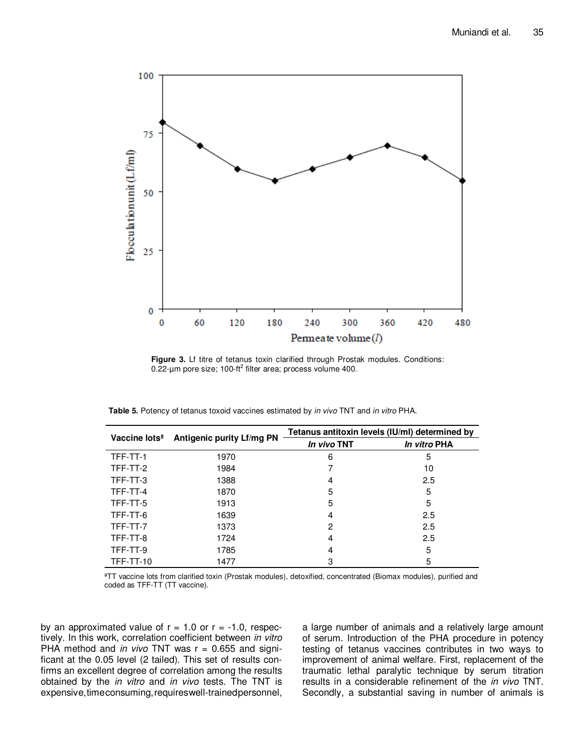**Figure 3.** Lf titre of tetanus toxin clarified through Prostak modules. Conditions: 0.22-µm pore size; 100-ft$^2$ filter area; process volume 400.

**Table 5.** Potency of tetanus toxoid vaccines estimated by *in vivo* TNT and *in vitro* PHA.

| Vaccine lots[a] | Antigenic purity Lf/mg PN | Tetanus antitoxin levels (IU/ml) determined by | |
|---|---|---|---|
| | | ***In vivo* TNT** | ***In vitro* PHA** |
| TFF-TT-1 | 1970 | 6 | 5 |
| TFF-TT-2 | 1984 | 7 | 10 |
| TFF-TT-3 | 1388 | 4 | 2.5 |
| TFF-TT-4 | 1870 | 5 | 5 |
| TFF-TT-5 | 1913 | 5 | 5 |
| TFF-TT-6 | 1639 | 4 | 2.5 |
| TFF-TT-7 | 1373 | 2 | 2.5 |
| TFF-TT-8 | 1724 | 4 | 2.5 |
| TFF-TT-9 | 1785 | 4 | 5 |
| TFF-TT-10 | 1477 | 3 | 5 |

[a]TT vaccine lots from clarified toxin (Prostak modules), detoxified, concentrated (Biomax modules), purified and coded as TFF-TT (TT vaccine).

by an approximated value of r = 1.0 or r = -1.0, respectively. In this work, correlation coefficient between *in vitro* PHA method and *in vivo* TNT was r = 0.655 and significant at the 0.05 level (2 tailed). This set of results confirms an excellent degree of correlation among the results obtained by the *in vitro* and *in vivo* tests. The TNT is expensive, time consuming, requires well-trained personnel, a large number of animals and a relatively large amount of serum. Introduction of the PHA procedure in potency testing of tetanus vaccines contributes in two ways to improvement of animal welfare. First, replacement of the traumatic lethal paralytic technique by serum titration results in a considerable refinement of the *in vivo* TNT. Secondly, a substantial saving in number of animals is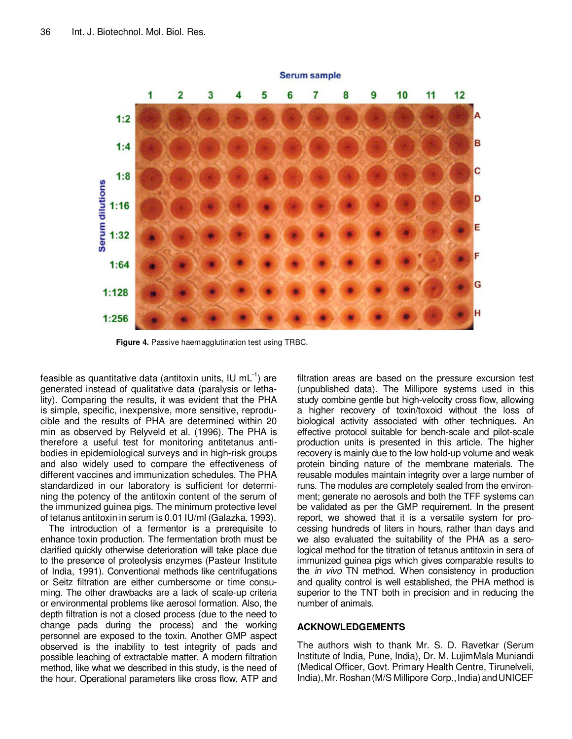Serum sample

1 2 3 4 5 6 7 8 9 10 11 12

Serum dilutions

1:2 A

1:4 B

1:8 C

1:16 D

1:32 E

1:64 F

1:128 G

1:256 H

**Figure 4.** Passive haemagglutination test using TRBC.

feasible as quantitative data (antitoxin units, IU $mL^{-1}$) are generated instead of qualitative data (paralysis or lethality). Comparing the results, it was evident that the PHA is simple, specific, inexpensive, more sensitive, reproducible and the results of PHA are determined within 20 min as observed by Relyveld et al. (1996). The PHA is therefore a useful test for monitoring antitetanus antibodies in epidemiological surveys and in high-risk groups and also widely used to compare the effectiveness of different vaccines and immunization schedules. The PHA standardized in our laboratory is sufficient for determining the potency of the antitoxin content of the serum of the immunized guinea pigs. The minimum protective level of tetanus antitoxin in serum is 0.01 IU/ml (Galazka, 1993).

The introduction of a fermentor is a prerequisite to enhance toxin production. The fermentation broth must be clarified quickly otherwise deterioration will take place due to the presence of proteolysis enzymes (Pasteur Institute of India, 1991). Conventional methods like centrifugations or Seitz filtration are either cumbersome or time consuming. The other drawbacks are a lack of scale-up criteria or environmental problems like aerosol formation. Also, the depth filtration is not a closed process (due to the need to change pads during the process) and the working personnel are exposed to the toxin. Another GMP aspect observed is the inability to test integrity of pads and possible leaching of extractable matter. A modern filtration method, like what we described in this study, is the need of the hour. Operational parameters like cross flow, ATP and filtration areas are based on the pressure excursion test (unpublished data). The Millipore systems used in this study combine gentle but high-velocity cross flow, allowing a higher recovery of toxin/toxoid without the loss of biological activity associated with other techniques. An effective protocol suitable for bench-scale and pilot-scale production units is presented in this article. The higher recovery is mainly due to the low hold-up volume and weak protein binding nature of the membrane materials. The reusable modules maintain integrity over a large number of runs. The modules are completely sealed from the environment; generate no aerosols and both the TFF systems can be validated as per the GMP requirement. In the present report, we showed that it is a versatile system for processing hundreds of liters in hours, rather than days and we also evaluated the suitability of the PHA as a serological method for the titration of tetanus antitoxin in sera of immunized guinea pigs which gives comparable results to the *in vivo* TN method. When consistency in production and quality control is well established, the PHA method is superior to the TNT both in precision and in reducing the number of animals.

## ACKNOWLEDGEMENTS

The authors wish to thank Mr. S. D. Ravetkar (Serum Institute of India, Pune, India), Dr. M. LujimMala Muniandi (Medical Officer, Govt. Primary Health Centre, Tirunelveli, India), Mr. Roshan (M/S Millipore Corp., India) and UNICEF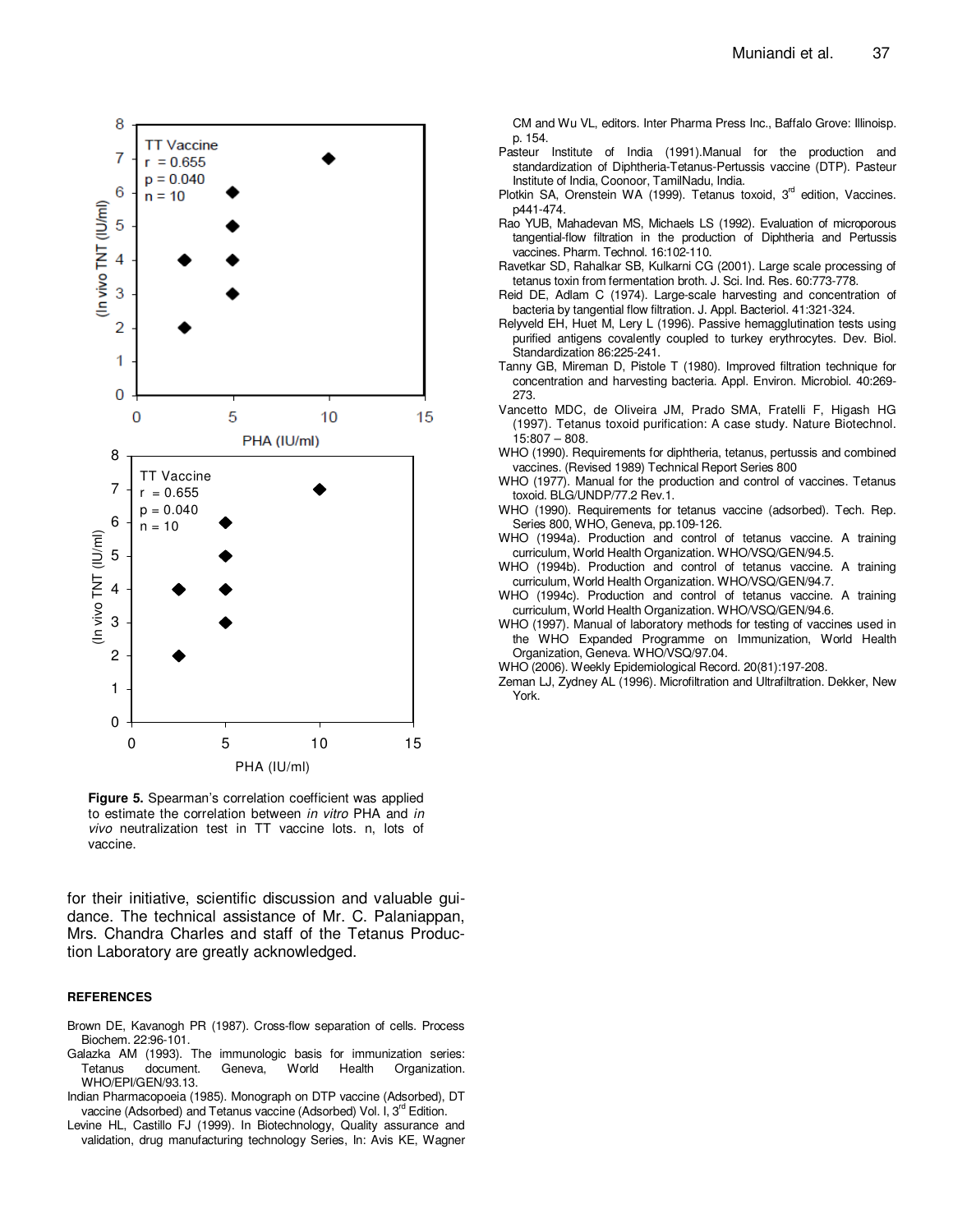TT Vaccine
r = 0.655
p = 0.040
n = 10

(In vivo TNT (IU/ml)

PHA (IU/ml)

0 1 2 3 4 5 6 7 8

0 5 10 15

TT Vaccine
r = 0.655
p = 0.040
n = 10

(In vivo TNT (IU/ml)

PHA (IU/ml)

0 1 2 3 4 5 6 7 8

0 5 10 15

**Figure 5.** Spearman's correlation coefficient was applied to estimate the correlation between *in vitro* PHA and *in vivo* neutralization test in TT vaccine lots. n, lots of vaccine.

for their initiative, scientific discussion and valuable guidance. The technical assistance of Mr. C. Palaniappan, Mrs. Chandra Charles and staff of the Tetanus Production Laboratory are greatly acknowledged.

## REFERENCES

Brown DE, Kavanogh PR (1987). Cross-flow separation of cells. Process Biochem. 22:96-101.

Galazka AM (1993). The immunologic basis for immunization series: Tetanus document. Geneva, World Health Organization. WHO/EPI/GEN/93.13.

Indian Pharmacopoeia (1985). Monograph on DTP vaccine (Adsorbed), DT vaccine (Adsorbed) and Tetanus vaccine (Adsorbed) Vol. I, 3rd Edition.

Levine HL, Castillo FJ (1999). In Biotechnology, Quality assurance and validation, drug manufacturing technology Series, In: Avis KE, Wagner CM and Wu VL, editors. Inter Pharma Press Inc., Baffalo Grove: Illinoisp. p. 154.

Pasteur Institute of India (1991).Manual for the production and standardization of Diphtheria-Tetanus-Pertussis vaccine (DTP). Pasteur Institute of India, Coonoor, TamilNadu, India.

Plotkin SA, Orenstein WA (1999). Tetanus toxoid, 3rd edition, Vaccines. p441-474.

Rao YUB, Mahadevan MS, Michaels LS (1992). Evaluation of microporous tangential-flow filtration in the production of Diphtheria and Pertussis vaccines. Pharm. Technol. 16:102-110.

Ravetkar SD, Rahalkar SB, Kulkarni CG (2001). Large scale processing of tetanus toxin from fermentation broth. J. Sci. Ind. Res. 60:773-778.

Reid DE, Adlam C (1974). Large-scale harvesting and concentration of bacteria by tangential flow filtration. J. Appl. Bacteriol. 41:321-324.

Relyveld EH, Huet M, Lery L (1996). Passive hemagglutination tests using purified antigens covalently coupled to turkey erythrocytes. Dev. Biol. Standardization 86:225-241.

Tanny GB, Mireman D, Pistole T (1980). Improved filtration technique for concentration and harvesting bacteria. Appl. Environ. Microbiol. 40:269-273.

Vancetto MDC, de Oliveira JM, Prado SMA, Fratelli F, Higash HG (1997). Tetanus toxoid purification: A case study. Nature Biotechnol. 15:807 – 808.

WHO (1990). Requirements for diphtheria, tetanus, pertussis and combined vaccines. (Revised 1989) Technical Report Series 800

WHO (1977). Manual for the production and control of vaccines. Tetanus toxoid. BLG/UNDP/77.2 Rev.1.

WHO (1990). Requirements for tetanus vaccine (adsorbed). Tech. Rep. Series 800, WHO, Geneva, pp.109-126.

WHO (1994a). Production and control of tetanus vaccine. A training curriculum, World Health Organization. WHO/VSQ/GEN/94.5.

WHO (1994b). Production and control of tetanus vaccine. A training curriculum, World Health Organization. WHO/VSQ/GEN/94.7.

WHO (1994c). Production and control of tetanus vaccine. A training curriculum, World Health Organization. WHO/VSQ/GEN/94.6.

WHO (1997). Manual of laboratory methods for testing of vaccines used in the WHO Expanded Programme on Immunization, World Health Organization, Geneva. WHO/VSQ/97.04.

WHO (2006). Weekly Epidemiological Record. 20(81):197-208.

Zeman LJ, Zydney AL (1996). Microfiltration and Ultrafiltration. Dekker, New York.